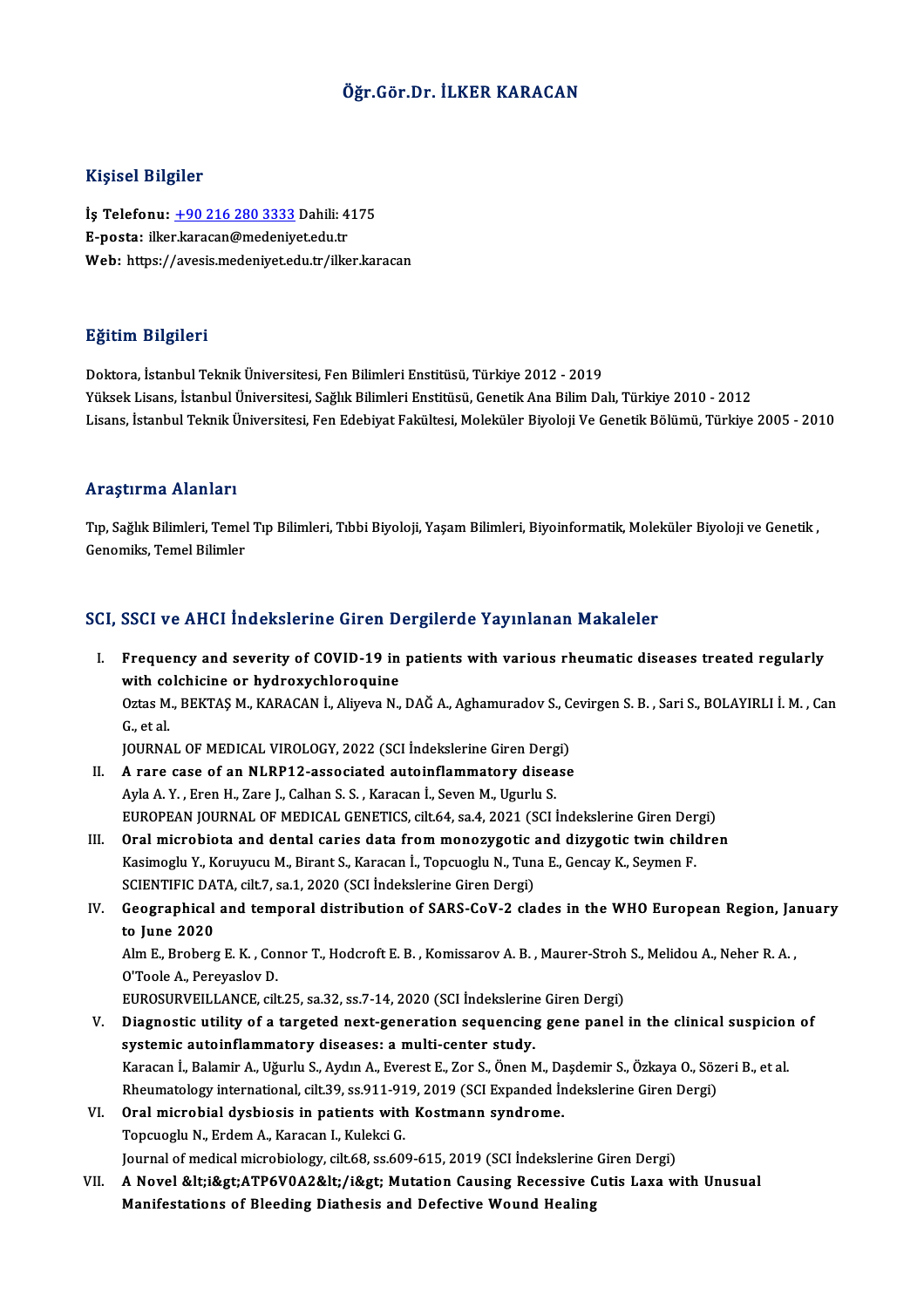# Öğr.Gör.Dr. İLKER KARACAN

## Kişisel Bilgiler

**İş Telefonu:** +90 216 280 3333 Dahili: 4175
**E-posta:** ilker.karacan@medeniyet.edu.tr
**Web:** https://avesis.medeniyet.edu.tr/ilker.karacan

## Eğitim Bilgileri

Doktora, İstanbul Teknik Üniversitesi, Fen Bilimleri Enstitüsü, Türkiye 2012 - 2019
Yüksek Lisans, İstanbul Üniversitesi, Sağlık Bilimleri Enstitüsü, Genetik Ana Bilim Dalı, Türkiye 2010 - 2012
Lisans, İstanbul Teknik Üniversitesi, Fen Edebiyat Fakültesi, Moleküler Biyoloji Ve Genetik Bölümü, Türkiye 2005 - 2010

## Araştırma Alanları

Tıp, Sağlık Bilimleri, Temel Tıp Bilimleri, Tıbbi Biyoloji, Yaşam Bilimleri, Biyoinformatik, Moleküler Biyoloji ve Genetik, Genomiks, Temel Bilimler

## SCI, SSCI ve AHCI İndekslerine Giren Dergilerde Yayınlanan Makaleler

I. **Frequency and severity of COVID-19 in patients with various rheumatic diseases treated regularly with colchicine or hydroxychloroquine**
   Oztas M., BEKTAŞ M., KARACAN İ., Aliyeva N., DAĞ A., Aghamuradov S., Cevirgen S. B. , Sari S., BOLAYIRLI İ. M. , Can G., et al.
   JOURNAL OF MEDICAL VIROLOGY, 2022 (SCI İndekslerine Giren Dergi)

II. **A rare case of an NLRP12-associated autoinflammatory disease**
   Ayla A. Y. , Eren H., Zare J., Calhan S. S. , Karacan İ., Seven M., Ugurlu S.
   EUROPEAN JOURNAL OF MEDICAL GENETICS, cilt.64, sa.4, 2021 (SCI İndekslerine Giren Dergi)

III. **Oral microbiota and dental caries data from monozygotic and dizygotic twin children**
   Kasimoglu Y., Koruyucu M., Birant S., Karacan İ., Topcuoglu N., Tuna E., Gencay K., Seymen F.
   SCIENTIFIC DATA, cilt.7, sa.1, 2020 (SCI İndekslerine Giren Dergi)

IV. **Geographical and temporal distribution of SARS-CoV-2 clades in the WHO European Region, January to June 2020**
   Alm E., Broberg E. K. , Connor T., Hodcroft E. B. , Komissarov A. B. , Maurer-Stroh S., Melidou A., Neher R. A. , O'Toole A., Pereyaslov D.
   EUROSURVEILLANCE, cilt.25, sa.32, ss.7-14, 2020 (SCI İndekslerine Giren Dergi)

V. **Diagnostic utility of a targeted next-generation sequencing gene panel in the clinical suspicion of systemic autoinflammatory diseases: a multi-center study.**
   Karacan İ., Balamir A., Uğurlu S., Aydın A., Everest E., Zor S., Önen M., Daşdemir S., Özkaya O., Sözeri B., et al.
   Rheumatology international, cilt.39, ss.911-919, 2019 (SCI Expanded İndekslerine Giren Dergi)

VI. **Oral microbial dysbiosis in patients with Kostmann syndrome.**
   Topcuoglu N., Erdem A., Karacan I., Kulekci G.
   Journal of medical microbiology, cilt.68, ss.609-615, 2019 (SCI İndekslerine Giren Dergi)

VII. **A Novel &lt;i&gt;ATP6V0A2&lt;/i&gt; Mutation Causing Recessive Cutis Laxa with Unusual Manifestations of Bleeding Diathesis and Defective Wound Healing**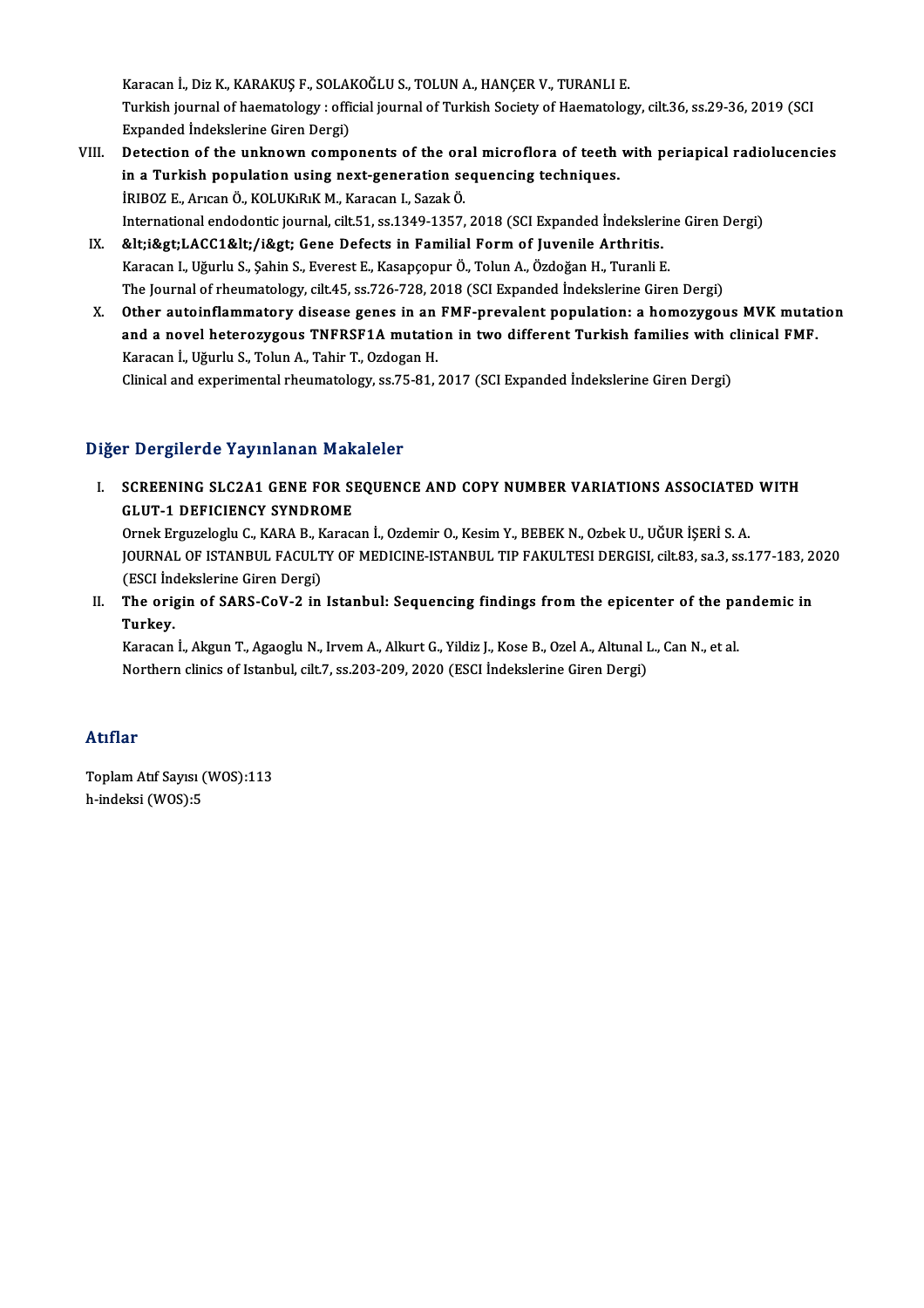Karacan İ., Diz K., KARAKUŞ F., SOLAKOĞLU S., TOLUN A., HANÇER V., TURANLI E.
Turkish journal of haematology : official journal of Turkish Society of Haematology, cilt.36, ss.29-36, 2019 (SCI Expanded İndekslerine Giren Dergi)

VIII. **Detection of the unknown components of the oral microflora of teeth with periapical radiolucencies in a Turkish population using next-generation sequencing techniques.**
İRIBOZ E., Arıcan Ö., KOLUKıRıK M., Karacan I., Sazak Ö.
International endodontic journal, cilt.51, ss.1349-1357, 2018 (SCI Expanded İndekslerine Giren Dergi)

IX. **&lt;i&gt;LACC1&lt;/i&gt; Gene Defects in Familial Form of Juvenile Arthritis.**
Karacan I., Uğurlu S., Şahin S., Everest E., Kasapçopur Ö., Tolun A., Özdoğan H., Turanli E.
The Journal of rheumatology, cilt.45, ss.726-728, 2018 (SCI Expanded İndekslerine Giren Dergi)

X. **Other autoinflammatory disease genes in an FMF-prevalent population: a homozygous MVK mutation and a novel heterozygous TNFRSF1A mutation in two different Turkish families with clinical FMF.**
Karacan İ., Uğurlu S., Tolun A., Tahir T., Ozdogan H.
Clinical and experimental rheumatology, ss.75-81, 2017 (SCI Expanded İndekslerine Giren Dergi)

## Diğer Dergilerde Yayınlanan Makaleler

I. **SCREENING SLC2A1 GENE FOR SEQUENCE AND COPY NUMBER VARIATIONS ASSOCIATED WITH GLUT-1 DEFICIENCY SYNDROME**
Ornek Erguzeloglu C., KARA B., Karacan İ., Ozdemir O., Kesim Y., BEBEK N., Ozbek U., UĞUR İŞERİ S. A.
JOURNAL OF ISTANBUL FACULTY OF MEDICINE-ISTANBUL TIP FAKULTESI DERGISI, cilt.83, sa.3, ss.177-183, 2020 (ESCI İndekslerine Giren Dergi)

II. **The origin of SARS-CoV-2 in Istanbul: Sequencing findings from the epicenter of the pandemic in Turkey.**
Karacan İ., Akgun T., Agaoglu N., Irvem A., Alkurt G., Yildiz J., Kose B., Ozel A., Altunal L., Can N., et al.
Northern clinics of Istanbul, cilt.7, ss.203-209, 2020 (ESCI İndekslerine Giren Dergi)

## Atıflar

Toplam Atıf Sayısı (WOS):113
h-indeksi (WOS):5